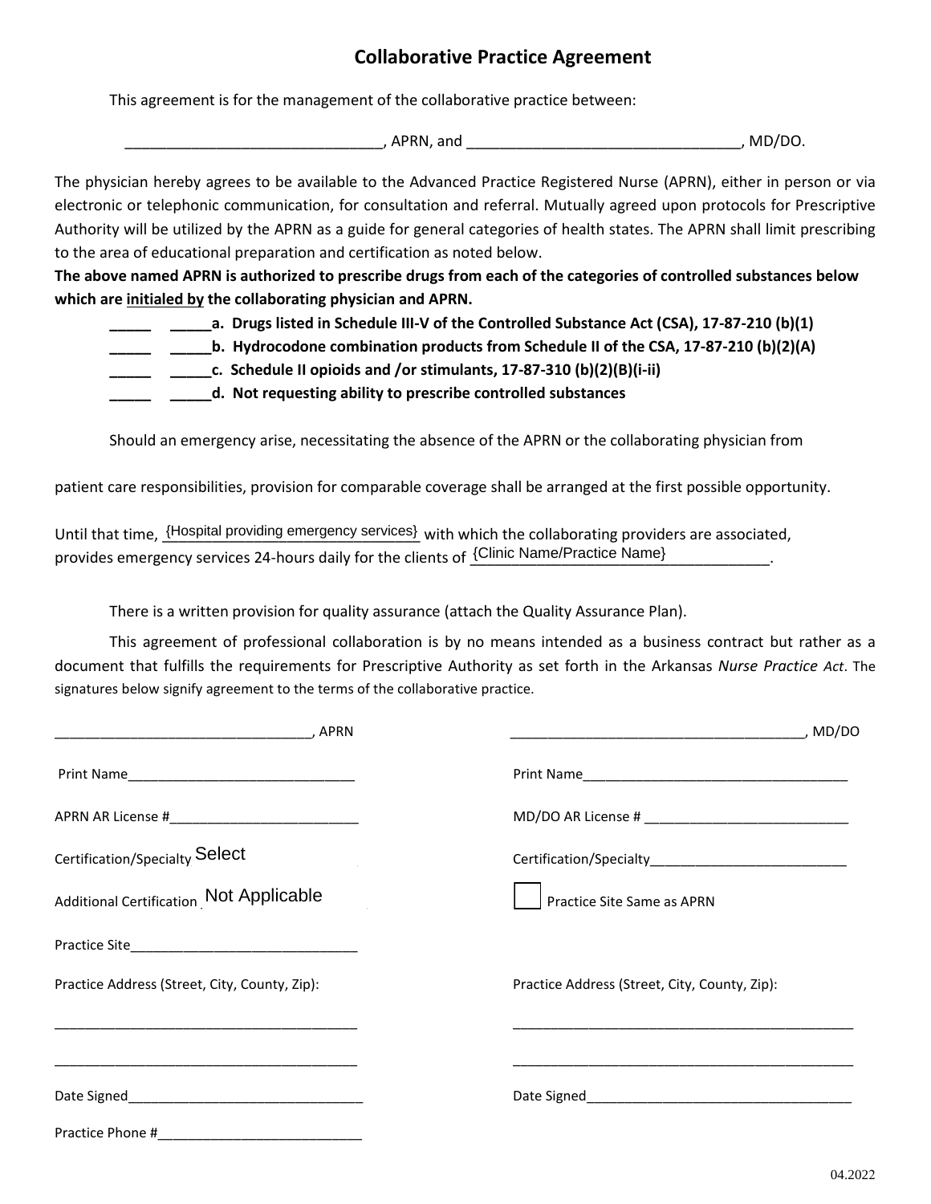# Collaborative Practice Agreement

This agreement is for the management of the collaborative practice between:

_______________________________, APRN, and _________________________________, MD/DO.

The physician hereby agrees to be available to the Advanced Practice Registered Nurse (APRN), either in person or via electronic or telephonic communication, for consultation and referral. Mutually agreed upon protocols for Prescriptive Authority will be utilized by the APRN as a guide for general categories of health states. The APRN shall limit prescribing to the area of educational preparation and certification as noted below.

**The above named APRN is authorized to prescribe drugs from each of the categories of controlled substances below which are initialed by the collaborating physician and APRN.**

**_____ _____a. Drugs listed in Schedule III-V of the Controlled Substance Act (CSA), 17-87-210 (b)(1)**

**_____ _____b. Hydrocodone combination products from Schedule II of the CSA, 17-87-210 (b)(2)(A)**

**_____ _____c. Schedule II opioids and /or stimulants, 17-87-310 (b)(2)(B)(i-ii)**

**_____ _____d. Not requesting ability to prescribe controlled substances**

Should an emergency arise, necessitating the absence of the APRN or the collaborating physician from patient care responsibilities, provision for comparable coverage shall be arranged at the first possible opportunity.

Until that time, {Hospital providing emergency services} with which the collaborating providers are associated, provides emergency services 24-hours daily for the clients of {Clinic Name/Practice Name}.

There is a written provision for quality assurance (attach the Quality Assurance Plan).

This agreement of professional collaboration is by no means intended as a business contract but rather as a document that fulfills the requirements for Prescriptive Authority as set forth in the Arkansas *Nurse Practice Act*. The signatures below signify agreement to the terms of the collaborative practice.

_________________________________, APRN

Print Name______________________________

APRN AR License #_________________________

Certification/Specialty Select

Additional Certification Not Applicable

Practice Site______________________________

Practice Address (Street, City, County, Zip):

_______________________________________

_______________________________________

Date Signed_______________________________

Practice Phone #___________________________

_______________________________________, MD/DO

Print Name___________________________________

MD/DO AR License # ___________________________

Certification/Specialty__________________________

☐ Practice Site Same as APRN

Practice Address (Street, City, County, Zip):

_____________________________________________

_____________________________________________

Date Signed___________________________________

04.2022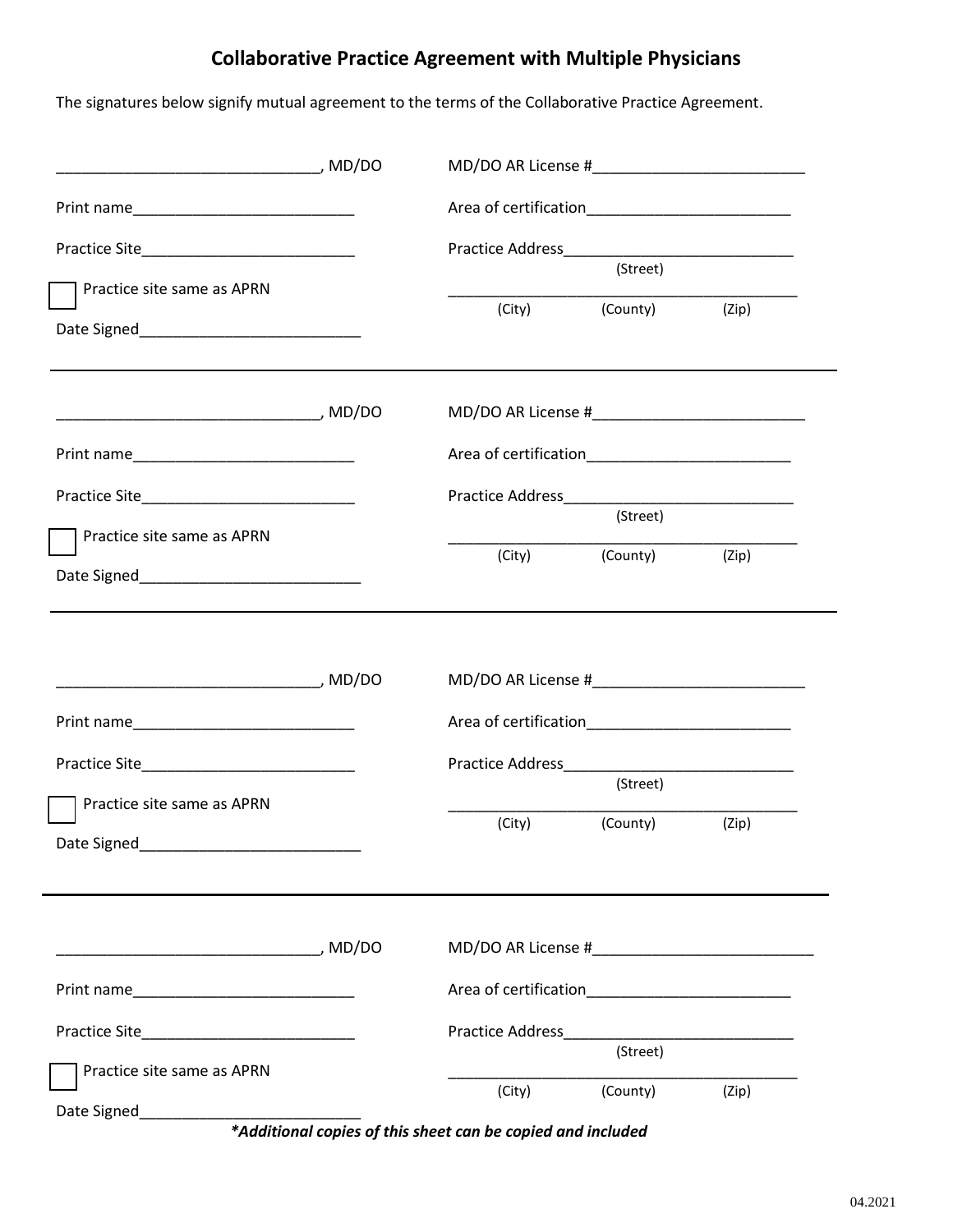# Collaborative Practice Agreement with Multiple Physicians

The signatures below signify mutual agreement to the terms of the Collaborative Practice Agreement.

_______________________________, MD/DO

MD/DO AR License #_________________________

Print name__________________________

Area of certification________________________

Practice Site_________________________

Practice Address___________________________
(Street)

☐ Practice site same as APRN

___________________________________________
(City) (County) (Zip)

Date Signed__________________________

---

_______________________________, MD/DO

MD/DO AR License #_________________________

Print name__________________________

Area of certification________________________

Practice Site_________________________

Practice Address___________________________
(Street)

☐ Practice site same as APRN

___________________________________________
(City) (County) (Zip)

Date Signed__________________________

---

_______________________________, MD/DO

MD/DO AR License #_________________________

Print name__________________________

Area of certification________________________

Practice Site_________________________

Practice Address___________________________
(Street)

☐ Practice site same as APRN

___________________________________________
(City) (County) (Zip)

Date Signed__________________________

---

_______________________________, MD/DO

MD/DO AR License #__________________________

Print name__________________________

Area of certification________________________

Practice Site_________________________

Practice Address___________________________
(Street)

☐ Practice site same as APRN

___________________________________________
(City) (County) (Zip)

Date Signed__________________________

***Additional copies of this sheet can be copied and included***

04.2021